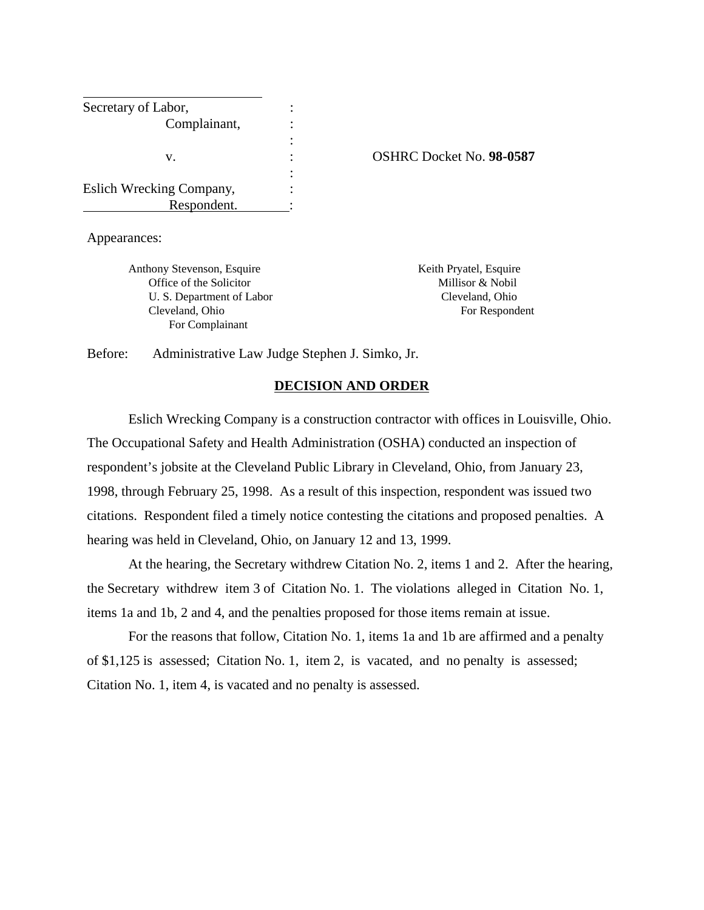| | | |
|---|---|---|
| Secretary of Labor,<br>Complainant,<br><br>v.<br><br>Eslich Wrecking Company,<br>Respondent. | :<br>:<br>:<br>:<br>:<br>:<br>: | OSHRC Docket No. **98-0587** |

Appearances:

| | |
|---|---|
| Anthony Stevenson, Esquire<br>Office of the Solicitor<br>U. S. Department of Labor<br>Cleveland, Ohio<br>For Complainant | Keith Pryatel, Esquire<br>Millisor & Nobil<br>Cleveland, Ohio<br>For Respondent |

Before: Administrative Law Judge Stephen J. Simko, Jr.

## DECISION AND ORDER

Eslich Wrecking Company is a construction contractor with offices in Louisville, Ohio. The Occupational Safety and Health Administration (OSHA) conducted an inspection of respondent's jobsite at the Cleveland Public Library in Cleveland, Ohio, from January 23, 1998, through February 25, 1998. As a result of this inspection, respondent was issued two citations. Respondent filed a timely notice contesting the citations and proposed penalties. A hearing was held in Cleveland, Ohio, on January 12 and 13, 1999.

At the hearing, the Secretary withdrew Citation No. 2, items 1 and 2. After the hearing, the Secretary withdrew item 3 of Citation No. 1. The violations alleged in Citation No. 1, items 1a and 1b, 2 and 4, and the penalties proposed for those items remain at issue.

For the reasons that follow, Citation No. 1, items 1a and 1b are affirmed and a penalty of $1,125 is assessed; Citation No. 1, item 2, is vacated, and no penalty is assessed; Citation No. 1, item 4, is vacated and no penalty is assessed.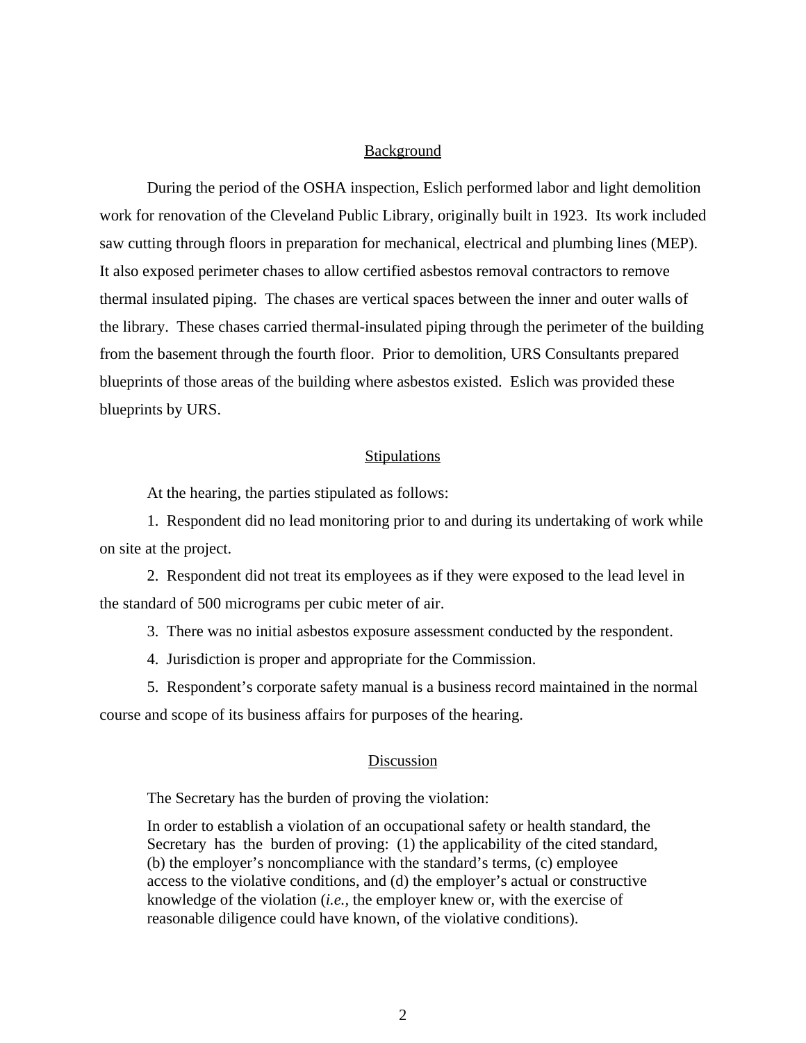## Background

During the period of the OSHA inspection, Eslich performed labor and light demolition work for renovation of the Cleveland Public Library, originally built in 1923. Its work included saw cutting through floors in preparation for mechanical, electrical and plumbing lines (MEP). It also exposed perimeter chases to allow certified asbestos removal contractors to remove thermal insulated piping. The chases are vertical spaces between the inner and outer walls of the library. These chases carried thermal-insulated piping through the perimeter of the building from the basement through the fourth floor. Prior to demolition, URS Consultants prepared blueprints of those areas of the building where asbestos existed. Eslich was provided these blueprints by URS.

## Stipulations

At the hearing, the parties stipulated as follows:

1. Respondent did no lead monitoring prior to and during its undertaking of work while on site at the project.

2. Respondent did not treat its employees as if they were exposed to the lead level in the standard of 500 micrograms per cubic meter of air.

3. There was no initial asbestos exposure assessment conducted by the respondent.

4. Jurisdiction is proper and appropriate for the Commission.

5. Respondent's corporate safety manual is a business record maintained in the normal course and scope of its business affairs for purposes of the hearing.

## Discussion

The Secretary has the burden of proving the violation:

> In order to establish a violation of an occupational safety or health standard, the Secretary has the burden of proving: (1) the applicability of the cited standard, (b) the employer's noncompliance with the standard's terms, (c) employee access to the violative conditions, and (d) the employer's actual or constructive knowledge of the violation (*i.e.,* the employer knew or, with the exercise of reasonable diligence could have known, of the violative conditions).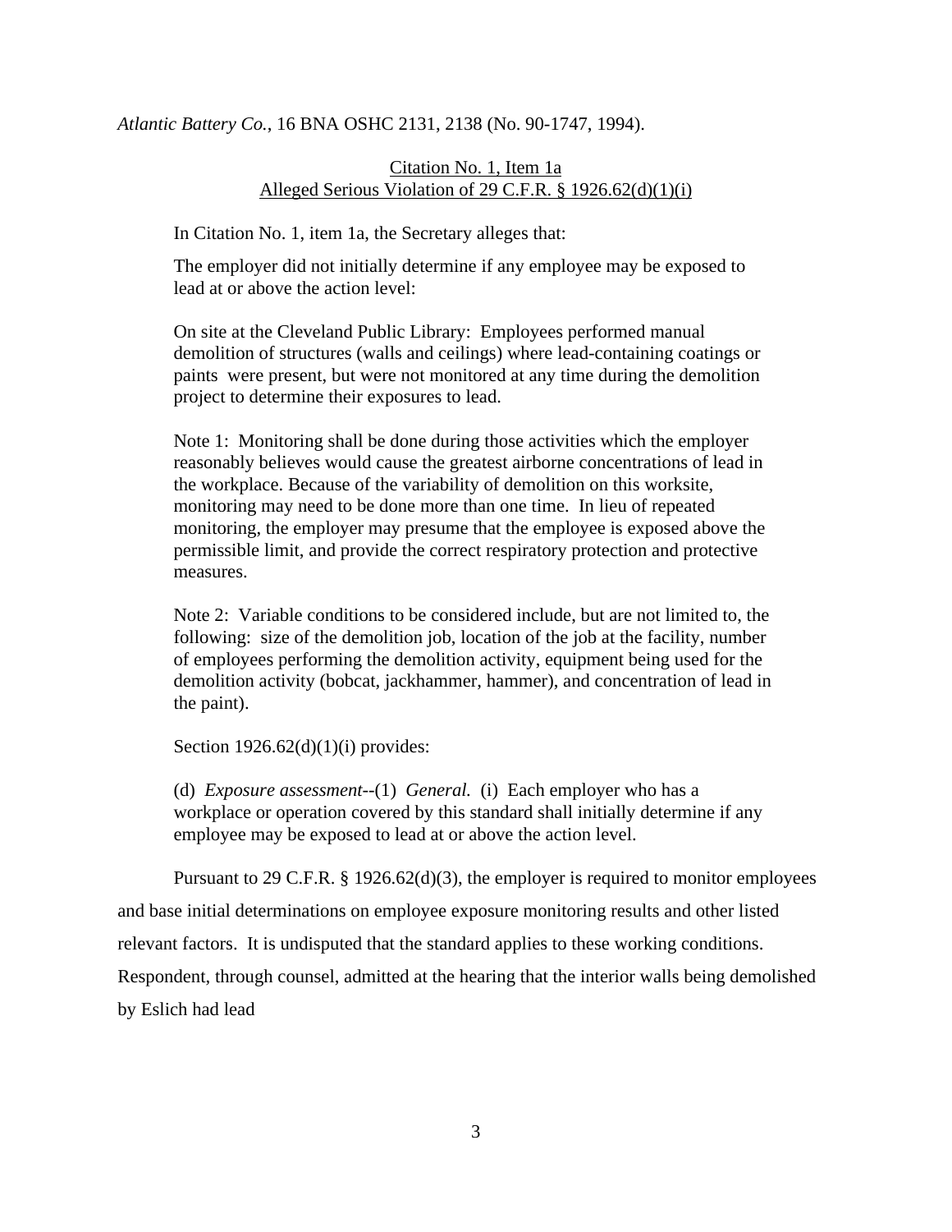*Atlantic Battery Co.*, 16 BNA OSHC 2131, 2138 (No. 90-1747, 1994).

<u>Citation No. 1, Item 1a</u>
<u>Alleged Serious Violation of 29 C.F.R. § 1926.62(d)(1)(i)</u>

In Citation No. 1, item 1a, the Secretary alleges that:

> The employer did not initially determine if any employee may be exposed to lead at or above the action level:
>
> On site at the Cleveland Public Library: Employees performed manual demolition of structures (walls and ceilings) where lead-containing coatings or paints were present, but were not monitored at any time during the demolition project to determine their exposures to lead.
>
> Note 1: Monitoring shall be done during those activities which the employer reasonably believes would cause the greatest airborne concentrations of lead in the workplace. Because of the variability of demolition on this worksite, monitoring may need to be done more than one time. In lieu of repeated monitoring, the employer may presume that the employee is exposed above the permissible limit, and provide the correct respiratory protection and protective measures.
>
> Note 2: Variable conditions to be considered include, but are not limited to, the following: size of the demolition job, location of the job at the facility, number of employees performing the demolition activity, equipment being used for the demolition activity (bobcat, jackhammer, hammer), and concentration of lead in the paint).

Section 1926.62(d)(1)(i) provides:

> (d) *Exposure assessment*--(1) *General.* (i) Each employer who has a workplace or operation covered by this standard shall initially determine if any employee may be exposed to lead at or above the action level.

Pursuant to 29 C.F.R. § 1926.62(d)(3), the employer is required to monitor employees and base initial determinations on employee exposure monitoring results and other listed relevant factors. It is undisputed that the standard applies to these working conditions. Respondent, through counsel, admitted at the hearing that the interior walls being demolished by Eslich had lead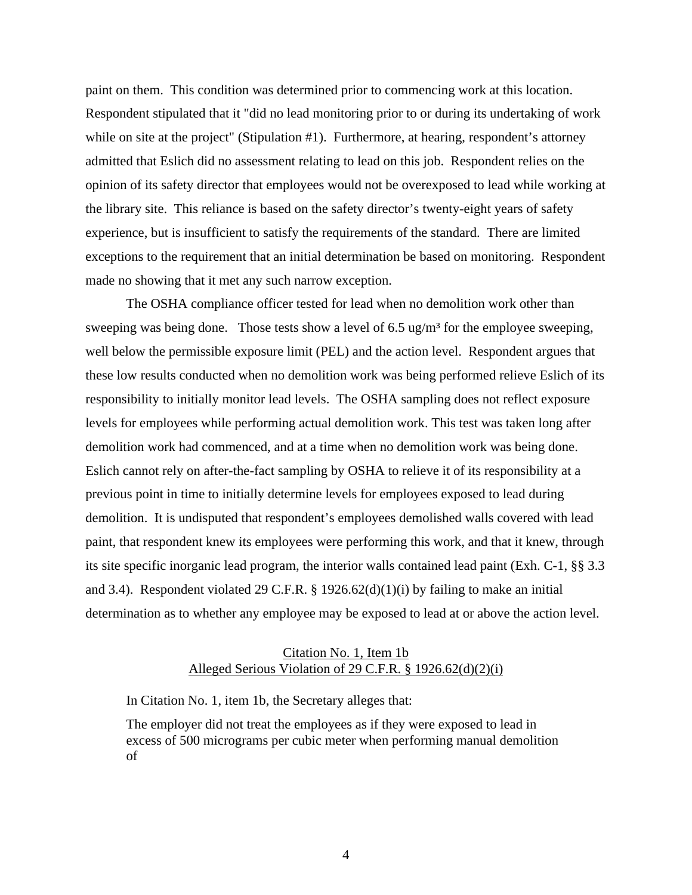paint on them. This condition was determined prior to commencing work at this location. Respondent stipulated that it "did no lead monitoring prior to or during its undertaking of work while on site at the project" (Stipulation #1). Furthermore, at hearing, respondent's attorney admitted that Eslich did no assessment relating to lead on this job. Respondent relies on the opinion of its safety director that employees would not be overexposed to lead while working at the library site. This reliance is based on the safety director's twenty-eight years of safety experience, but is insufficient to satisfy the requirements of the standard. There are limited exceptions to the requirement that an initial determination be based on monitoring. Respondent made no showing that it met any such narrow exception.

The OSHA compliance officer tested for lead when no demolition work other than sweeping was being done. Those tests show a level of 6.5 ug/m³ for the employee sweeping, well below the permissible exposure limit (PEL) and the action level. Respondent argues that these low results conducted when no demolition work was being performed relieve Eslich of its responsibility to initially monitor lead levels. The OSHA sampling does not reflect exposure levels for employees while performing actual demolition work. This test was taken long after demolition work had commenced, and at a time when no demolition work was being done. Eslich cannot rely on after-the-fact sampling by OSHA to relieve it of its responsibility at a previous point in time to initially determine levels for employees exposed to lead during demolition. It is undisputed that respondent's employees demolished walls covered with lead paint, that respondent knew its employees were performing this work, and that it knew, through its site specific inorganic lead program, the interior walls contained lead paint (Exh. C-1, §§ 3.3 and 3.4). Respondent violated 29 C.F.R. § 1926.62(d)(1)(i) by failing to make an initial determination as to whether any employee may be exposed to lead at or above the action level.

### Citation No. 1, Item 1b
### Alleged Serious Violation of 29 C.F.R. § 1926.62(d)(2)(i)

In Citation No. 1, item 1b, the Secretary alleges that:

> The employer did not treat the employees as if they were exposed to lead in excess of 500 micrograms per cubic meter when performing manual demolition of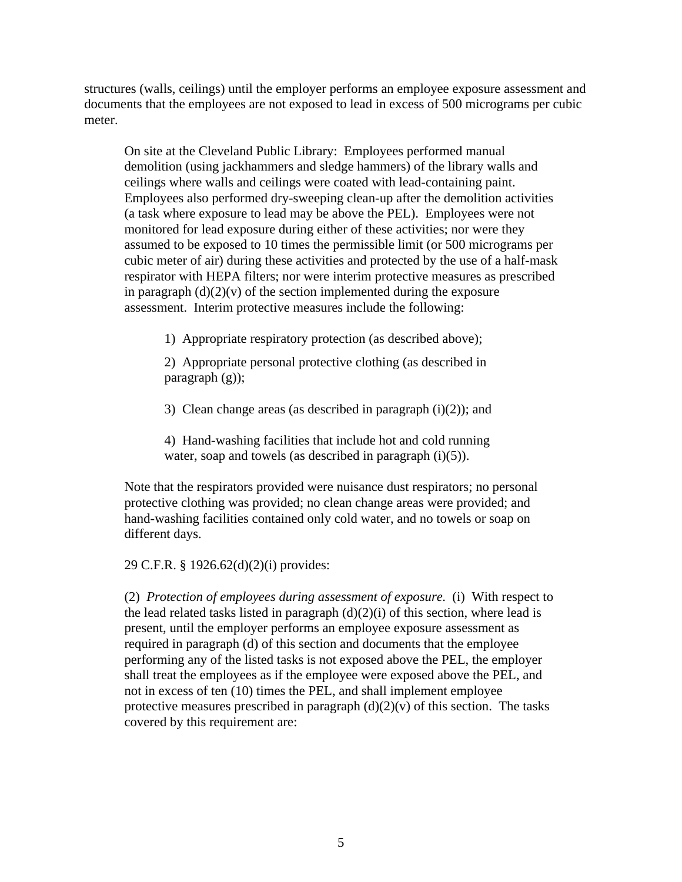structures (walls, ceilings) until the employer performs an employee exposure assessment and documents that the employees are not exposed to lead in excess of 500 micrograms per cubic meter.

> On site at the Cleveland Public Library: Employees performed manual demolition (using jackhammers and sledge hammers) of the library walls and ceilings where walls and ceilings were coated with lead-containing paint. Employees also performed dry-sweeping clean-up after the demolition activities (a task where exposure to lead may be above the PEL). Employees were not monitored for lead exposure during either of these activities; nor were they assumed to be exposed to 10 times the permissible limit (or 500 micrograms per cubic meter of air) during these activities and protected by the use of a half-mask respirator with HEPA filters; nor were interim protective measures as prescribed in paragraph (d)(2)(v) of the section implemented during the exposure assessment. Interim protective measures include the following:
>
> 1) Appropriate respiratory protection (as described above);
>
> 2) Appropriate personal protective clothing (as described in paragraph (g));
>
> 3) Clean change areas (as described in paragraph (i)(2)); and
>
> 4) Hand-washing facilities that include hot and cold running water, soap and towels (as described in paragraph (i)(5)).
>
> Note that the respirators provided were nuisance dust respirators; no personal protective clothing was provided; no clean change areas were provided; and hand-washing facilities contained only cold water, and no towels or soap on different days.
>
> 29 C.F.R. § 1926.62(d)(2)(i) provides:
>
> (2) *Protection of employees during assessment of exposure.* (i) With respect to the lead related tasks listed in paragraph (d)(2)(i) of this section, where lead is present, until the employer performs an employee exposure assessment as required in paragraph (d) of this section and documents that the employee performing any of the listed tasks is not exposed above the PEL, the employer shall treat the employees as if the employee were exposed above the PEL, and not in excess of ten (10) times the PEL, and shall implement employee protective measures prescribed in paragraph (d)(2)(v) of this section. The tasks covered by this requirement are: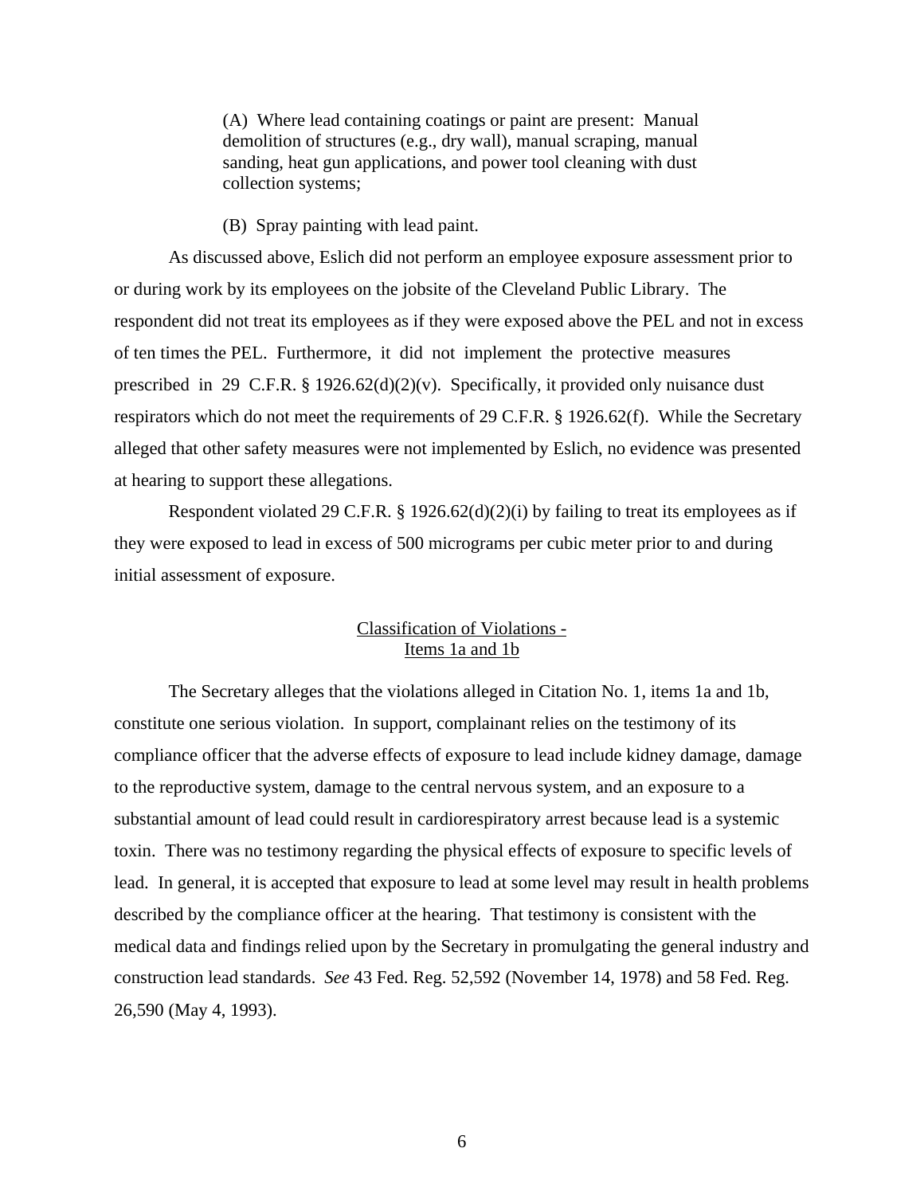> (A) Where lead containing coatings or paint are present: Manual demolition of structures (e.g., dry wall), manual scraping, manual sanding, heat gun applications, and power tool cleaning with dust collection systems;
>
> (B) Spray painting with lead paint.

As discussed above, Eslich did not perform an employee exposure assessment prior to or during work by its employees on the jobsite of the Cleveland Public Library. The respondent did not treat its employees as if they were exposed above the PEL and not in excess of ten times the PEL. Furthermore, it did not implement the protective measures prescribed in 29 C.F.R. § 1926.62(d)(2)(v). Specifically, it provided only nuisance dust respirators which do not meet the requirements of 29 C.F.R. § 1926.62(f). While the Secretary alleged that other safety measures were not implemented by Eslich, no evidence was presented at hearing to support these allegations.

Respondent violated 29 C.F.R. § 1926.62(d)(2)(i) by failing to treat its employees as if they were exposed to lead in excess of 500 micrograms per cubic meter prior to and during initial assessment of exposure.

## Classification of Violations - Items 1a and 1b

The Secretary alleges that the violations alleged in Citation No. 1, items 1a and 1b, constitute one serious violation. In support, complainant relies on the testimony of its compliance officer that the adverse effects of exposure to lead include kidney damage, damage to the reproductive system, damage to the central nervous system, and an exposure to a substantial amount of lead could result in cardiorespiratory arrest because lead is a systemic toxin. There was no testimony regarding the physical effects of exposure to specific levels of lead. In general, it is accepted that exposure to lead at some level may result in health problems described by the compliance officer at the hearing. That testimony is consistent with the medical data and findings relied upon by the Secretary in promulgating the general industry and construction lead standards. *See* 43 Fed. Reg. 52,592 (November 14, 1978) and 58 Fed. Reg. 26,590 (May 4, 1993).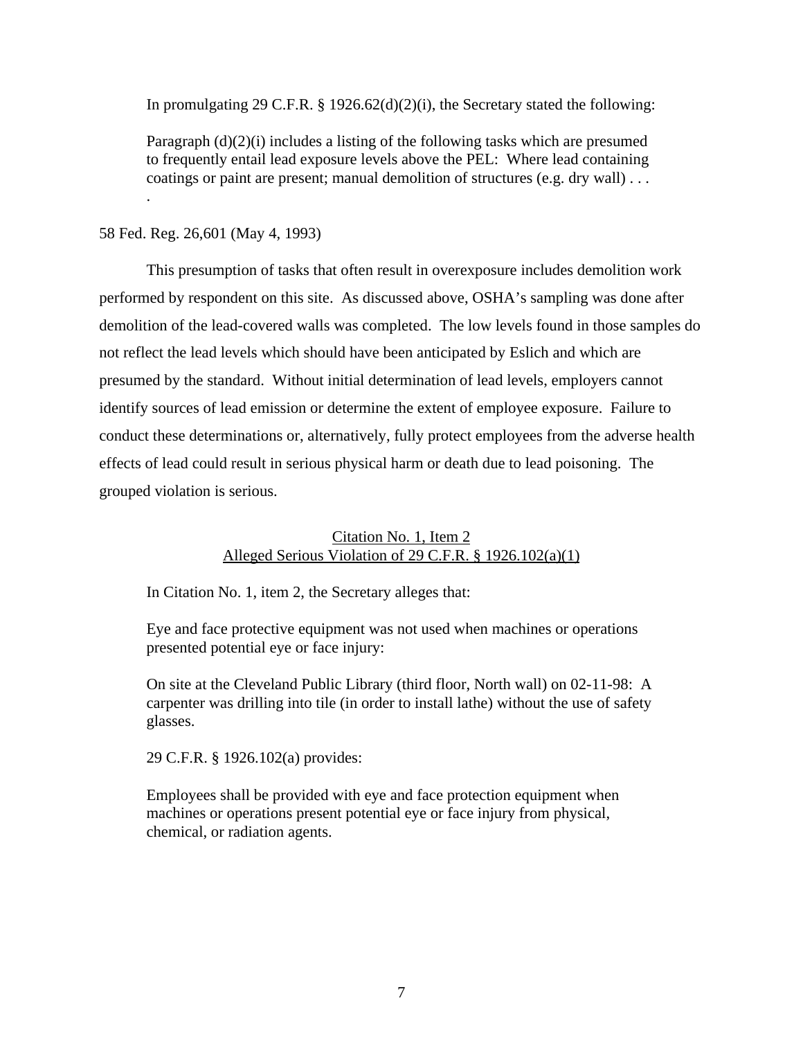In promulgating 29 C.F.R. § 1926.62(d)(2)(i), the Secretary stated the following:

> Paragraph (d)(2)(i) includes a listing of the following tasks which are presumed to frequently entail lead exposure levels above the PEL: Where lead containing coatings or paint are present; manual demolition of structures (e.g. dry wall) . . . .

58 Fed. Reg. 26,601 (May 4, 1993)

This presumption of tasks that often result in overexposure includes demolition work performed by respondent on this site. As discussed above, OSHA's sampling was done after demolition of the lead-covered walls was completed. The low levels found in those samples do not reflect the lead levels which should have been anticipated by Eslich and which are presumed by the standard. Without initial determination of lead levels, employers cannot identify sources of lead emission or determine the extent of employee exposure. Failure to conduct these determinations or, alternatively, fully protect employees from the adverse health effects of lead could result in serious physical harm or death due to lead poisoning. The grouped violation is serious.

## Citation No. 1, Item 2
## Alleged Serious Violation of 29 C.F.R. § 1926.102(a)(1)

In Citation No. 1, item 2, the Secretary alleges that:

> Eye and face protective equipment was not used when machines or operations presented potential eye or face injury:
>
> On site at the Cleveland Public Library (third floor, North wall) on 02-11-98: A carpenter was drilling into tile (in order to install lathe) without the use of safety glasses.

29 C.F.R. § 1926.102(a) provides:

> Employees shall be provided with eye and face protection equipment when machines or operations present potential eye or face injury from physical, chemical, or radiation agents.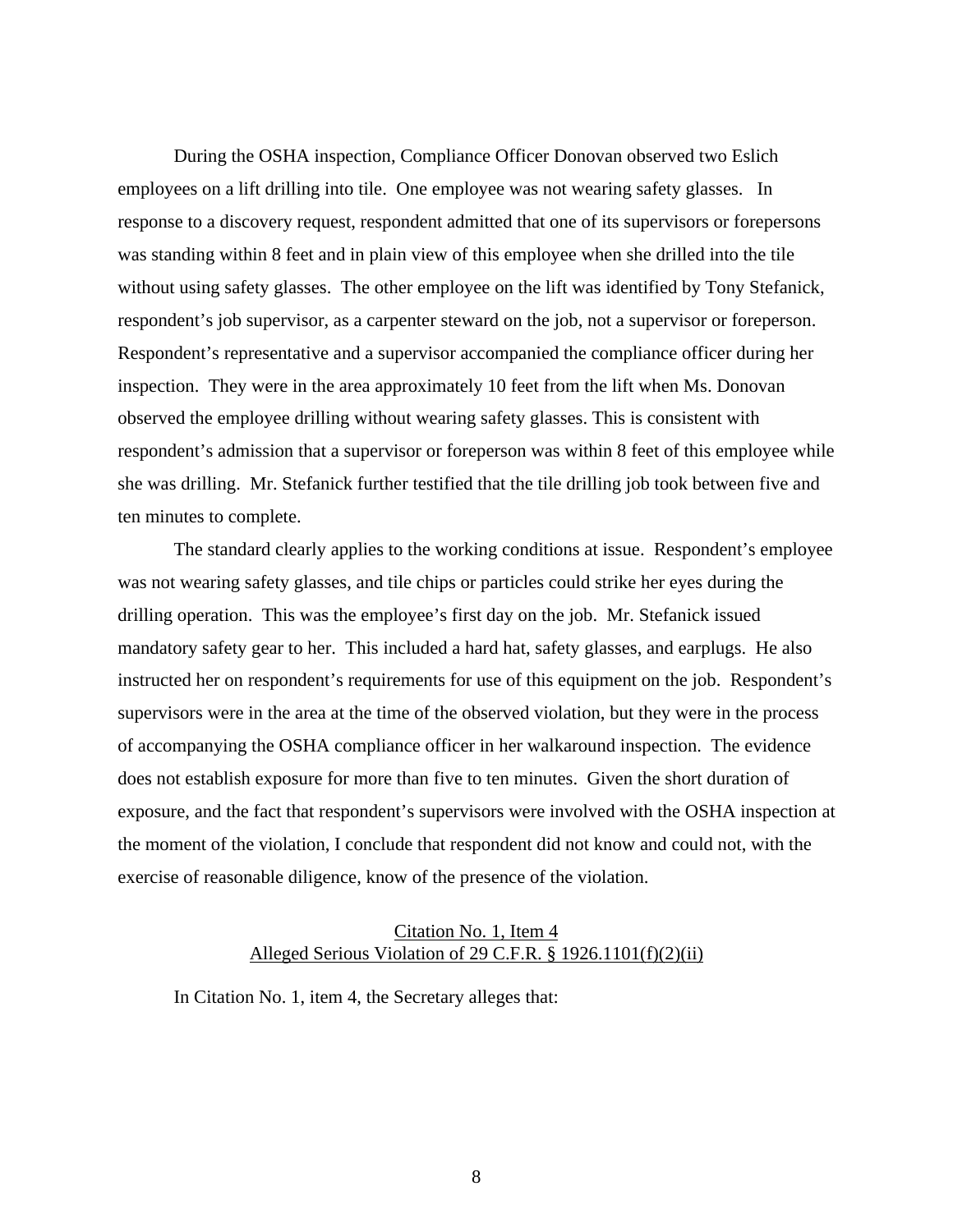During the OSHA inspection, Compliance Officer Donovan observed two Eslich employees on a lift drilling into tile. One employee was not wearing safety glasses. In response to a discovery request, respondent admitted that one of its supervisors or forepersons was standing within 8 feet and in plain view of this employee when she drilled into the tile without using safety glasses. The other employee on the lift was identified by Tony Stefanick, respondent's job supervisor, as a carpenter steward on the job, not a supervisor or foreperson. Respondent's representative and a supervisor accompanied the compliance officer during her inspection. They were in the area approximately 10 feet from the lift when Ms. Donovan observed the employee drilling without wearing safety glasses. This is consistent with respondent's admission that a supervisor or foreperson was within 8 feet of this employee while she was drilling. Mr. Stefanick further testified that the tile drilling job took between five and ten minutes to complete.

The standard clearly applies to the working conditions at issue. Respondent's employee was not wearing safety glasses, and tile chips or particles could strike her eyes during the drilling operation. This was the employee's first day on the job. Mr. Stefanick issued mandatory safety gear to her. This included a hard hat, safety glasses, and earplugs. He also instructed her on respondent's requirements for use of this equipment on the job. Respondent's supervisors were in the area at the time of the observed violation, but they were in the process of accompanying the OSHA compliance officer in her walkaround inspection. The evidence does not establish exposure for more than five to ten minutes. Given the short duration of exposure, and the fact that respondent's supervisors were involved with the OSHA inspection at the moment of the violation, I conclude that respondent did not know and could not, with the exercise of reasonable diligence, know of the presence of the violation.

<u>Citation No. 1, Item 4</u>
<u>Alleged Serious Violation of 29 C.F.R. § 1926.1101(f)(2)(ii)</u>

In Citation No. 1, item 4, the Secretary alleges that: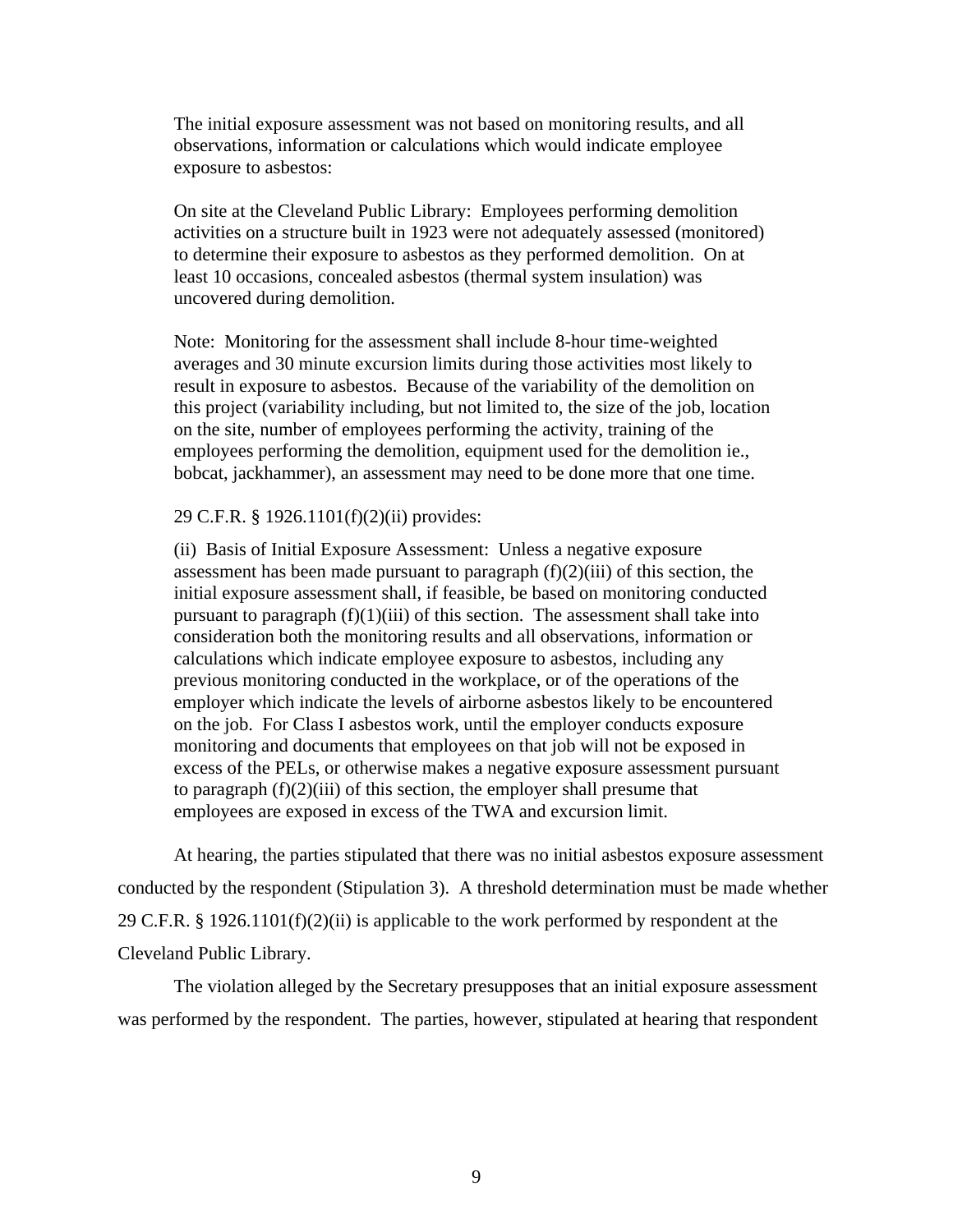> The initial exposure assessment was not based on monitoring results, and all observations, information or calculations which would indicate employee exposure to asbestos:
>
> On site at the Cleveland Public Library: Employees performing demolition activities on a structure built in 1923 were not adequately assessed (monitored) to determine their exposure to asbestos as they performed demolition. On at least 10 occasions, concealed asbestos (thermal system insulation) was uncovered during demolition.
>
> Note: Monitoring for the assessment shall include 8-hour time-weighted averages and 30 minute excursion limits during those activities most likely to result in exposure to asbestos. Because of the variability of the demolition on this project (variability including, but not limited to, the size of the job, location on the site, number of employees performing the activity, training of the employees performing the demolition, equipment used for the demolition ie., bobcat, jackhammer), an assessment may need to be done more that one time.
>
> 29 C.F.R. § 1926.1101(f)(2)(ii) provides:
>
> (ii) Basis of Initial Exposure Assessment: Unless a negative exposure assessment has been made pursuant to paragraph (f)(2)(iii) of this section, the initial exposure assessment shall, if feasible, be based on monitoring conducted pursuant to paragraph (f)(1)(iii) of this section. The assessment shall take into consideration both the monitoring results and all observations, information or calculations which indicate employee exposure to asbestos, including any previous monitoring conducted in the workplace, or of the operations of the employer which indicate the levels of airborne asbestos likely to be encountered on the job. For Class I asbestos work, until the employer conducts exposure monitoring and documents that employees on that job will not be exposed in excess of the PELs, or otherwise makes a negative exposure assessment pursuant to paragraph (f)(2)(iii) of this section, the employer shall presume that employees are exposed in excess of the TWA and excursion limit.

At hearing, the parties stipulated that there was no initial asbestos exposure assessment conducted by the respondent (Stipulation 3). A threshold determination must be made whether 29 C.F.R. § 1926.1101(f)(2)(ii) is applicable to the work performed by respondent at the Cleveland Public Library.

The violation alleged by the Secretary presupposes that an initial exposure assessment was performed by the respondent. The parties, however, stipulated at hearing that respondent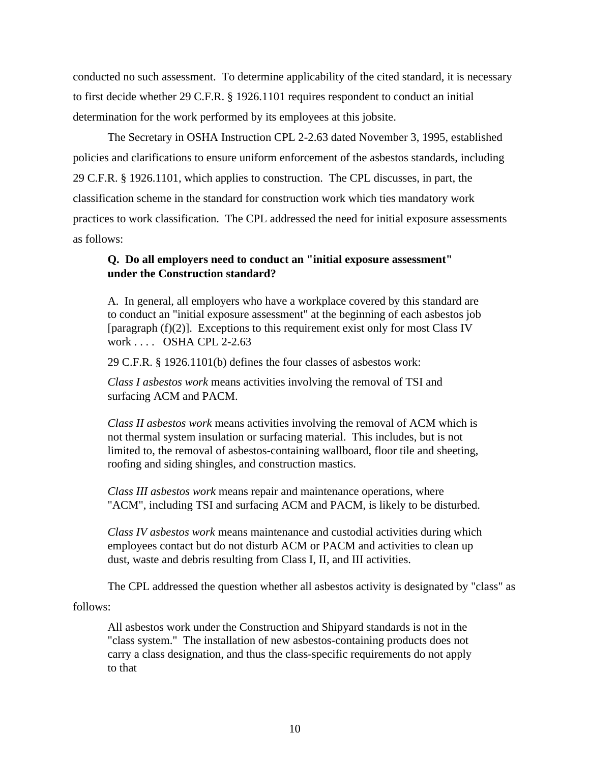conducted no such assessment. To determine applicability of the cited standard, it is necessary to first decide whether 29 C.F.R. § 1926.1101 requires respondent to conduct an initial determination for the work performed by its employees at this jobsite.

The Secretary in OSHA Instruction CPL 2-2.63 dated November 3, 1995, established policies and clarifications to ensure uniform enforcement of the asbestos standards, including 29 C.F.R. § 1926.1101, which applies to construction. The CPL discusses, in part, the classification scheme in the standard for construction work which ties mandatory work practices to work classification. The CPL addressed the need for initial exposure assessments as follows:

> **Q. Do all employers need to conduct an "initial exposure assessment" under the Construction standard?**
>
> A. In general, all employers who have a workplace covered by this standard are to conduct an "initial exposure assessment" at the beginning of each asbestos job [paragraph (f)(2)]. Exceptions to this requirement exist only for most Class IV work . . . . OSHA CPL 2-2.63

29 C.F.R. § 1926.1101(b) defines the four classes of asbestos work:

> *Class I asbestos work* means activities involving the removal of TSI and surfacing ACM and PACM.
>
> *Class II asbestos work* means activities involving the removal of ACM which is not thermal system insulation or surfacing material. This includes, but is not limited to, the removal of asbestos-containing wallboard, floor tile and sheeting, roofing and siding shingles, and construction mastics.
>
> *Class III asbestos work* means repair and maintenance operations, where "ACM", including TSI and surfacing ACM and PACM, is likely to be disturbed.
>
> *Class IV asbestos work* means maintenance and custodial activities during which employees contact but do not disturb ACM or PACM and activities to clean up dust, waste and debris resulting from Class I, II, and III activities.

The CPL addressed the question whether all asbestos activity is designated by "class" as follows:

> All asbestos work under the Construction and Shipyard standards is not in the "class system." The installation of new asbestos-containing products does not carry a class designation, and thus the class-specific requirements do not apply to that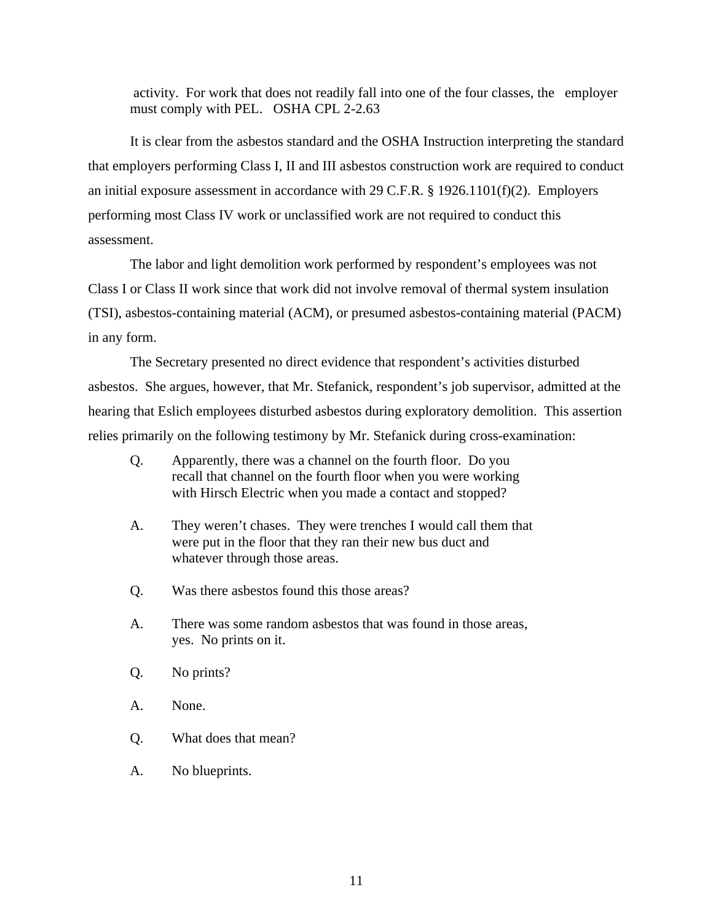> activity. For work that does not readily fall into one of the four classes, the employer must comply with PEL. OSHA CPL 2-2.63

It is clear from the asbestos standard and the OSHA Instruction interpreting the standard that employers performing Class I, II and III asbestos construction work are required to conduct an initial exposure assessment in accordance with 29 C.F.R. § 1926.1101(f)(2). Employers performing most Class IV work or unclassified work are not required to conduct this assessment.

The labor and light demolition work performed by respondent's employees was not Class I or Class II work since that work did not involve removal of thermal system insulation (TSI), asbestos-containing material (ACM), or presumed asbestos-containing material (PACM) in any form.

The Secretary presented no direct evidence that respondent's activities disturbed asbestos. She argues, however, that Mr. Stefanick, respondent's job supervisor, admitted at the hearing that Eslich employees disturbed asbestos during exploratory demolition. This assertion relies primarily on the following testimony by Mr. Stefanick during cross-examination:

> Q. Apparently, there was a channel on the fourth floor. Do you recall that channel on the fourth floor when you were working with Hirsch Electric when you made a contact and stopped?
>
> A. They weren't chases. They were trenches I would call them that were put in the floor that they ran their new bus duct and whatever through those areas.
>
> Q. Was there asbestos found this those areas?
>
> A. There was some random asbestos that was found in those areas, yes. No prints on it.
>
> Q. No prints?
>
> A. None.
>
> Q. What does that mean?
>
> A. No blueprints.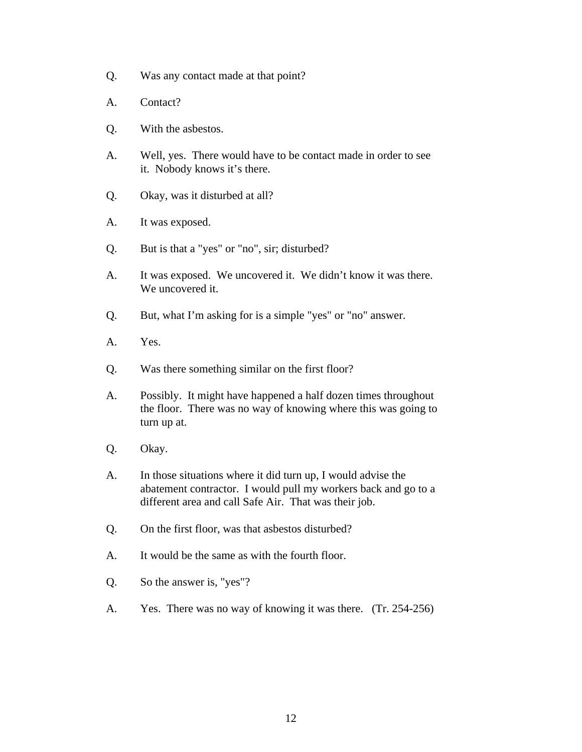Q. Was any contact made at that point?

A. Contact?

Q. With the asbestos.

A. Well, yes. There would have to be contact made in order to see it. Nobody knows it's there.

Q. Okay, was it disturbed at all?

A. It was exposed.

Q. But is that a "yes" or "no", sir; disturbed?

A. It was exposed. We uncovered it. We didn't know it was there. We uncovered it.

Q. But, what I'm asking for is a simple "yes" or "no" answer.

A. Yes.

Q. Was there something similar on the first floor?

A. Possibly. It might have happened a half dozen times throughout the floor. There was no way of knowing where this was going to turn up at.

Q. Okay.

A. In those situations where it did turn up, I would advise the abatement contractor. I would pull my workers back and go to a different area and call Safe Air. That was their job.

Q. On the first floor, was that asbestos disturbed?

A. It would be the same as with the fourth floor.

Q. So the answer is, "yes"?

A. Yes. There was no way of knowing it was there. (Tr. 254-256)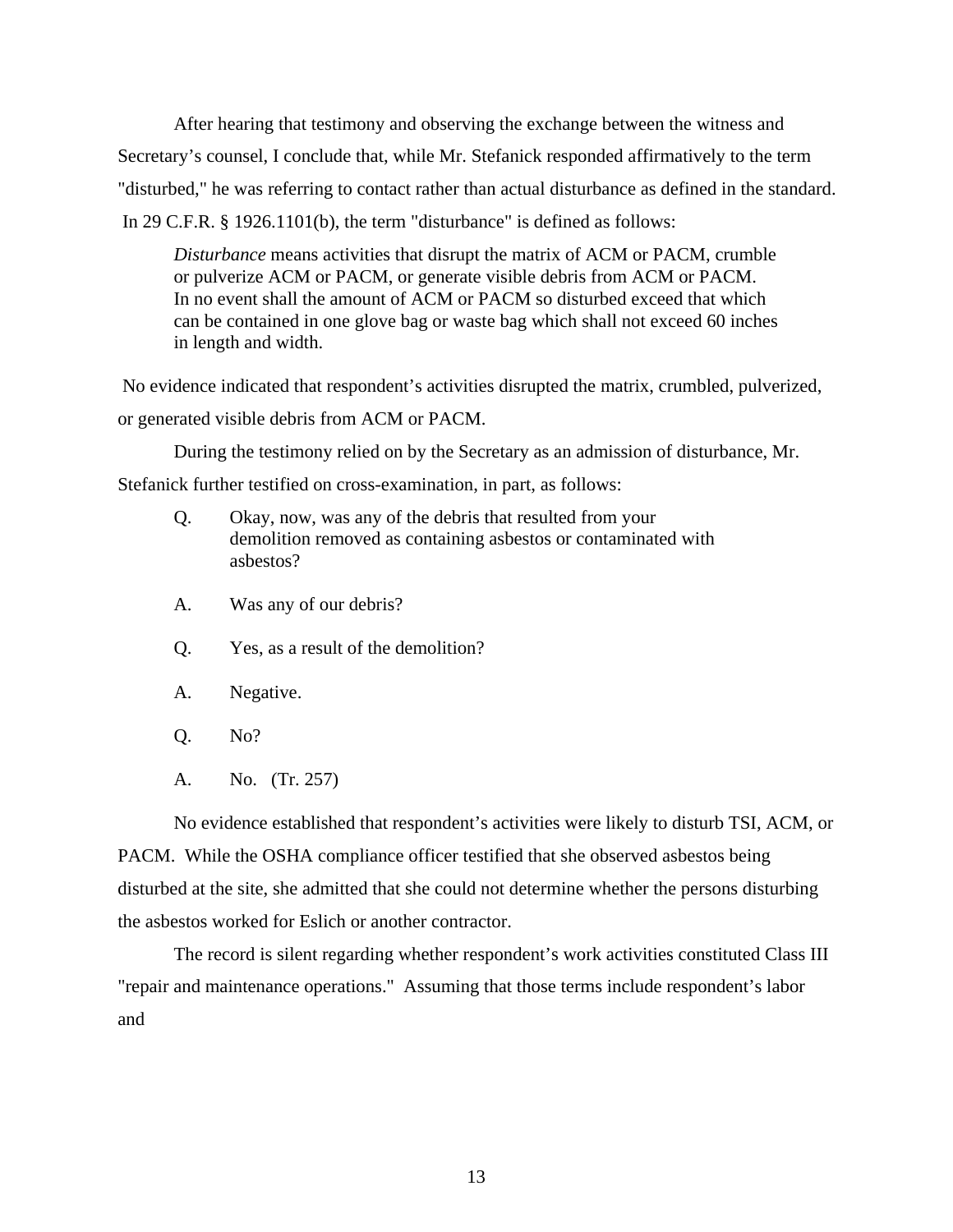After hearing that testimony and observing the exchange between the witness and Secretary's counsel, I conclude that, while Mr. Stefanick responded affirmatively to the term "disturbed," he was referring to contact rather than actual disturbance as defined in the standard. In 29 C.F.R. § 1926.1101(b), the term "disturbance" is defined as follows:

> *Disturbance* means activities that disrupt the matrix of ACM or PACM, crumble or pulverize ACM or PACM, or generate visible debris from ACM or PACM. In no event shall the amount of ACM or PACM so disturbed exceed that which can be contained in one glove bag or waste bag which shall not exceed 60 inches in length and width.

No evidence indicated that respondent's activities disrupted the matrix, crumbled, pulverized, or generated visible debris from ACM or PACM.

During the testimony relied on by the Secretary as an admission of disturbance, Mr. Stefanick further testified on cross-examination, in part, as follows:

> Q. Okay, now, was any of the debris that resulted from your demolition removed as containing asbestos or contaminated with asbestos?
>
> A. Was any of our debris?
>
> Q. Yes, as a result of the demolition?
>
> A. Negative.
>
> Q. No?
>
> A. No. (Tr. 257)

No evidence established that respondent's activities were likely to disturb TSI, ACM, or PACM. While the OSHA compliance officer testified that she observed asbestos being disturbed at the site, she admitted that she could not determine whether the persons disturbing the asbestos worked for Eslich or another contractor.

The record is silent regarding whether respondent's work activities constituted Class III "repair and maintenance operations." Assuming that those terms include respondent's labor and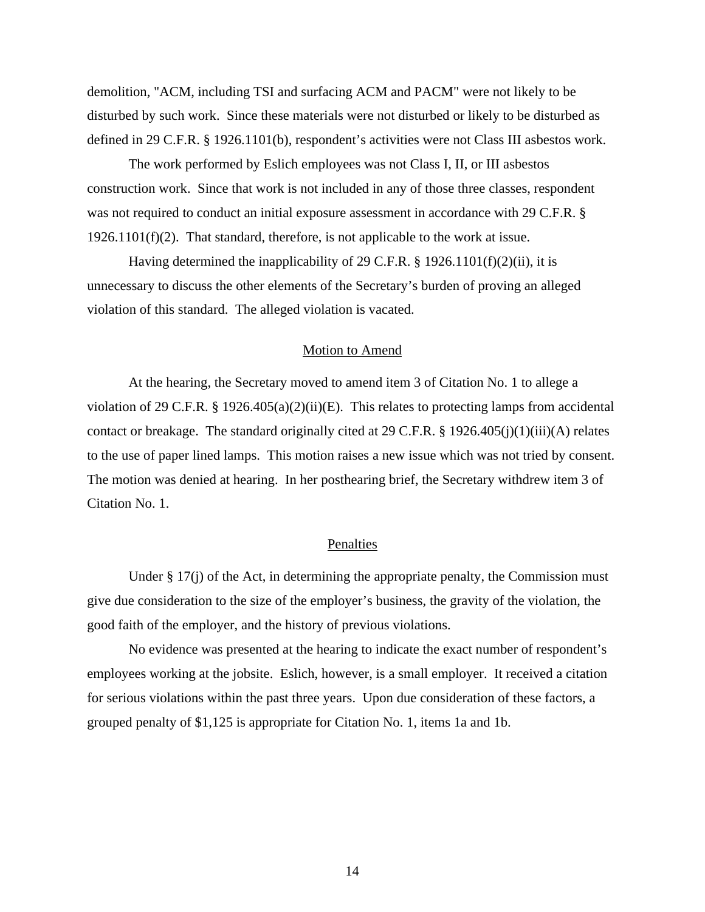demolition, "ACM, including TSI and surfacing ACM and PACM" were not likely to be disturbed by such work. Since these materials were not disturbed or likely to be disturbed as defined in 29 C.F.R. § 1926.1101(b), respondent's activities were not Class III asbestos work.

The work performed by Eslich employees was not Class I, II, or III asbestos construction work. Since that work is not included in any of those three classes, respondent was not required to conduct an initial exposure assessment in accordance with 29 C.F.R. § 1926.1101(f)(2). That standard, therefore, is not applicable to the work at issue.

Having determined the inapplicability of 29 C.F.R. § 1926.1101(f)(2)(ii), it is unnecessary to discuss the other elements of the Secretary's burden of proving an alleged violation of this standard. The alleged violation is vacated.

## Motion to Amend

At the hearing, the Secretary moved to amend item 3 of Citation No. 1 to allege a violation of 29 C.F.R. § 1926.405(a)(2)(ii)(E). This relates to protecting lamps from accidental contact or breakage. The standard originally cited at 29 C.F.R. § 1926.405(j)(1)(iii)(A) relates to the use of paper lined lamps. This motion raises a new issue which was not tried by consent. The motion was denied at hearing. In her posthearing brief, the Secretary withdrew item 3 of Citation No. 1.

## Penalties

Under § 17(j) of the Act, in determining the appropriate penalty, the Commission must give due consideration to the size of the employer's business, the gravity of the violation, the good faith of the employer, and the history of previous violations.

No evidence was presented at the hearing to indicate the exact number of respondent's employees working at the jobsite. Eslich, however, is a small employer. It received a citation for serious violations within the past three years. Upon due consideration of these factors, a grouped penalty of $1,125 is appropriate for Citation No. 1, items 1a and 1b.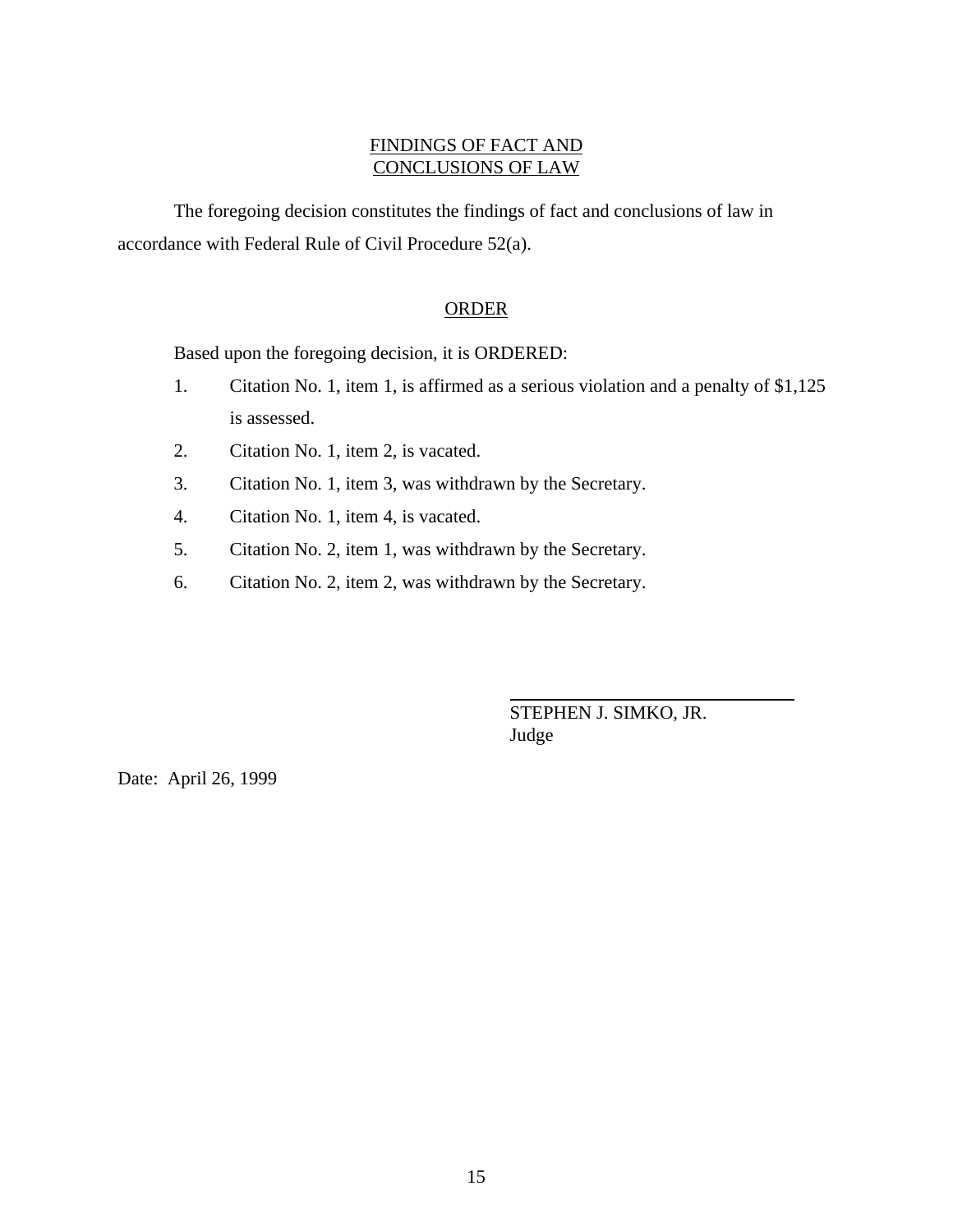## FINDINGS OF FACT AND CONCLUSIONS OF LAW

The foregoing decision constitutes the findings of fact and conclusions of law in accordance with Federal Rule of Civil Procedure 52(a).

## ORDER

Based upon the foregoing decision, it is ORDERED:

1. Citation No. 1, item 1, is affirmed as a serious violation and a penalty of $1,125 is assessed.
2. Citation No. 1, item 2, is vacated.
3. Citation No. 1, item 3, was withdrawn by the Secretary.
4. Citation No. 1, item 4, is vacated.
5. Citation No. 2, item 1, was withdrawn by the Secretary.
6. Citation No. 2, item 2, was withdrawn by the Secretary.

STEPHEN J. SIMKO, JR.
Judge

Date: April 26, 1999